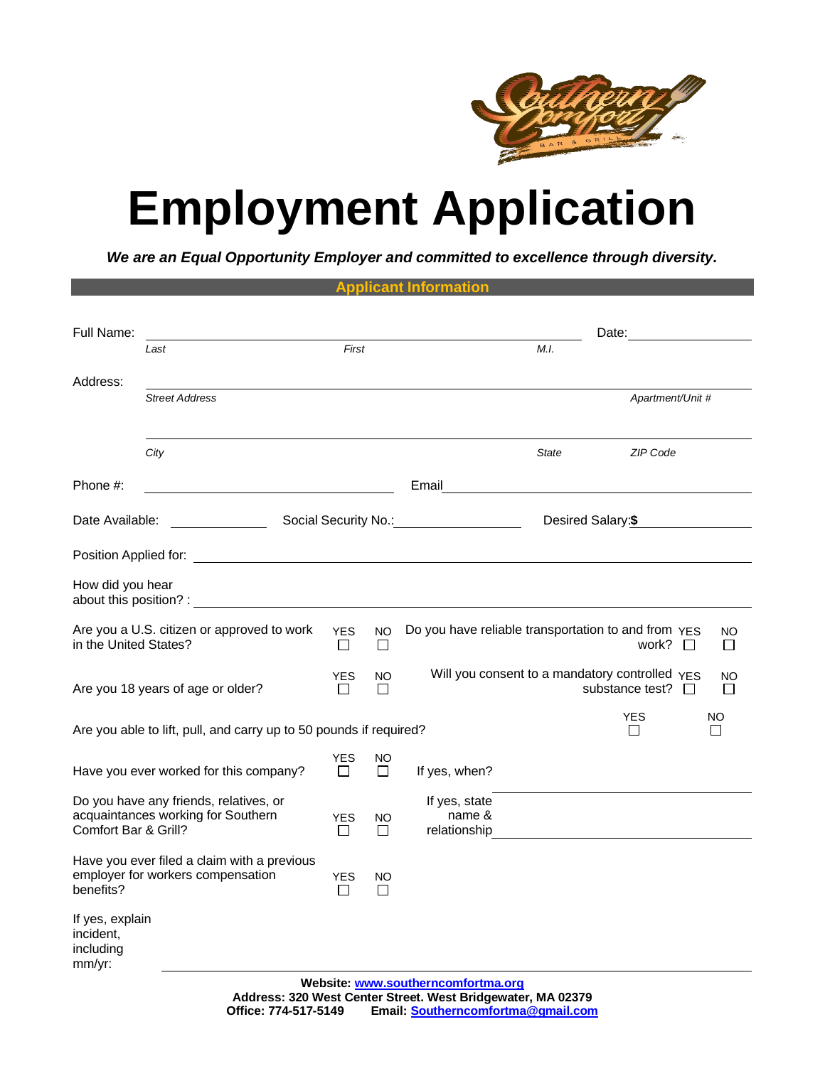# Employment Application

***We are an Equal Opportunity Employer and committed to excellence through diversity.***

## Applicant Information

Full Name: ______________________________ Date: ____________

*Last* *First* *M.I.*

Address: ______________________________

*Street Address* *Apartment/Unit #*

______________________________

*City* *State* *ZIP Code*

Phone #: ______________ Email ______________

Date Available: __________ Social Security No.: __________ Desired Salary: **$** __________

Position Applied for: ______________________________

How did you hear about this position? : ______________________________

Are you a U.S. citizen or approved to work in the United States? YES ☐ NO ☐

Do you have reliable transportation to and from work? YES ☐ NO ☐

Are you 18 years of age or older? YES ☐ NO ☐

Will you consent to a mandatory controlled substance test? YES ☐ NO ☐

Are you able to lift, pull, and carry up to 50 pounds if required? YES ☐ NO ☐

Have you ever worked for this company? YES ☐ NO ☐ If yes, when? ______________

Do you have any friends, relatives, or acquaintances working for Southern Comfort Bar & Grill? YES ☐ NO ☐ If yes, state name & relationship ______________

Have you ever filed a claim with a previous employer for workers compensation benefits? YES ☐ NO ☐

If yes, explain incident, including mm/yr: ______________________________

**Website: www.southerncomfortma.org**
**Address: 320 West Center Street. West Bridgewater, MA 02379**
**Office: 774-517-5149 Email: Southerncomfortma@gmail.com**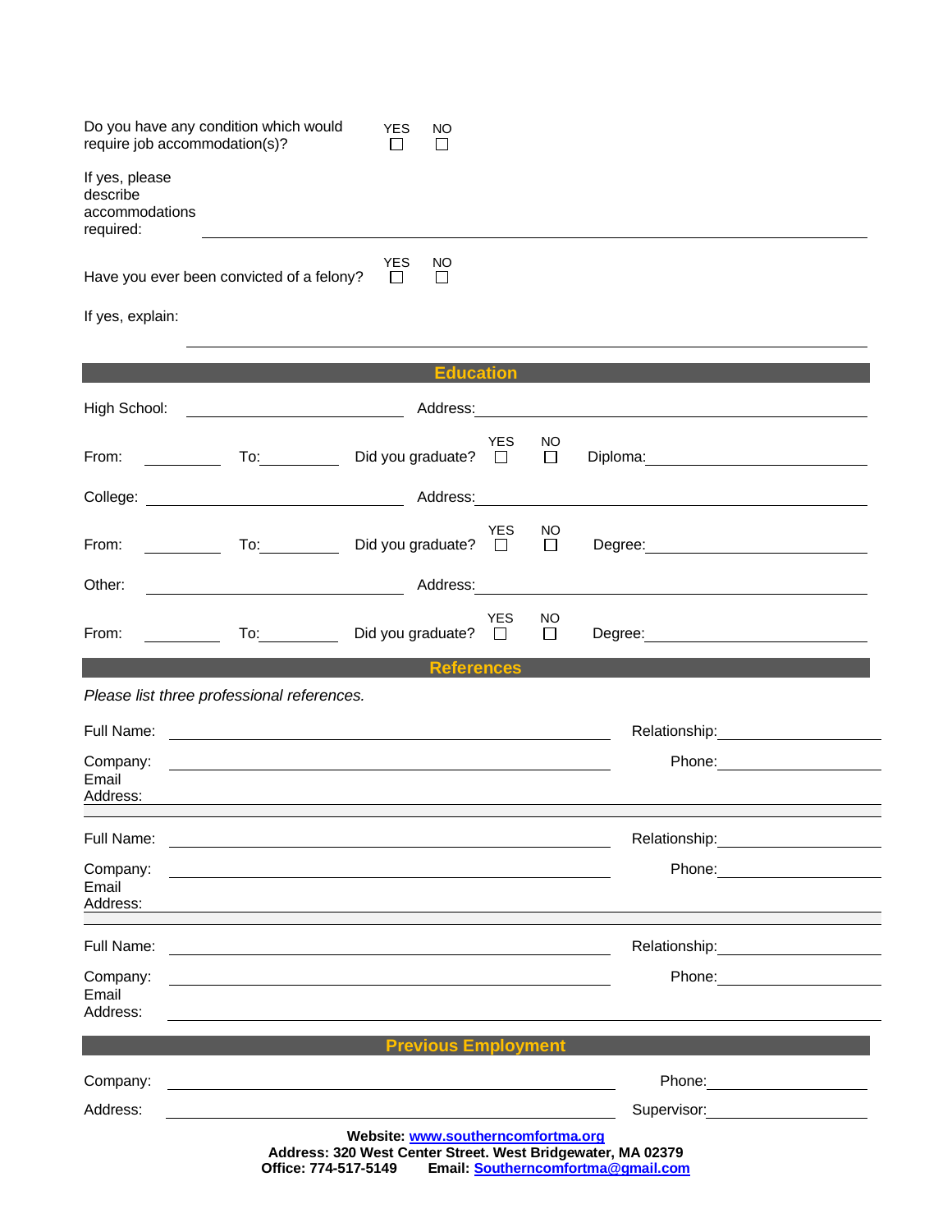Do you have any condition which would require job accommodation(s)? YES ☐ NO ☐

If yes, please describe accommodations required: ______________________________

Have you ever been convicted of a felony? YES ☐ NO ☐

If yes, explain: ______________________________

## Education

High School: ____________________ Address: ______________________________

From: ________ To: ________ Did you graduate? YES ☐ NO ☐ Diploma: ____________________

College: ____________________ Address: ______________________________

From: ________ To: ________ Did you graduate? YES ☐ NO ☐ Degree: ____________________

Other: ____________________ Address: ______________________________

From: ________ To: ________ Did you graduate? YES ☐ NO ☐ Degree: ____________________

## References

*Please list three professional references.*

Full Name: ______________________________ Relationship: ____________________

Company: ______________________________ Phone: ____________________

Email Address: ______________________________

Full Name: ______________________________ Relationship: ____________________

Company: ______________________________ Phone: ____________________

Email Address: ______________________________

Full Name: ______________________________ Relationship: ____________________

Company: ______________________________ Phone: ____________________

Email Address: ______________________________

## Previous Employment

Company: ______________________________ Phone: ____________________

Address: ______________________________ Supervisor: ____________________

**Website: www.southerncomfortma.org**
**Address: 320 West Center Street. West Bridgewater, MA 02379**
**Office: 774-517-5149 Email: Southerncomfortma@gmail.com**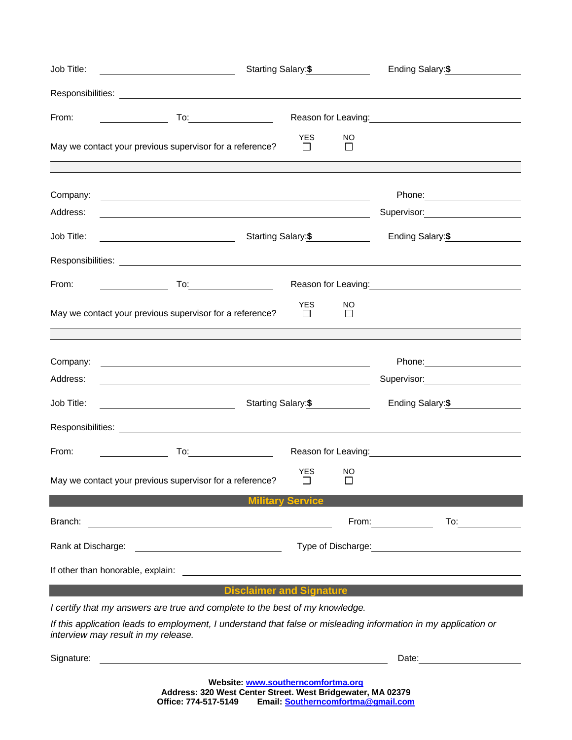Job Title: \_\_\_\_\_\_\_\_\_\_\_\_\_\_\_\_\_\_\_\_ Starting Salary:**$** \_\_\_\_\_\_\_\_\_\_ Ending Salary:**$** \_\_\_\_\_\_\_\_\_\_

Responsibilities: \_\_\_\_\_\_\_\_\_\_\_\_\_\_\_\_\_\_\_\_\_\_\_\_\_\_\_\_\_\_\_\_\_\_\_\_\_\_\_\_\_\_\_\_\_\_\_\_\_\_\_\_\_\_\_\_

From: \_\_\_\_\_\_\_\_\_\_ To: \_\_\_\_\_\_\_\_\_\_\_\_ Reason for Leaving: \_\_\_\_\_\_\_\_\_\_\_\_\_\_\_\_\_\_\_\_

May we contact your previous supervisor for a reference? YES ☐ NO ☐

---

Company: \_\_\_\_\_\_\_\_\_\_\_\_\_\_\_\_\_\_\_\_\_\_\_\_\_\_\_\_\_\_\_\_\_\_\_\_\_\_ Phone: \_\_\_\_\_\_\_\_\_\_\_\_\_\_

Address: \_\_\_\_\_\_\_\_\_\_\_\_\_\_\_\_\_\_\_\_\_\_\_\_\_\_\_\_\_\_\_\_\_\_\_\_\_\_ Supervisor: \_\_\_\_\_\_\_\_\_\_\_\_\_\_

Job Title: \_\_\_\_\_\_\_\_\_\_\_\_\_\_\_\_\_\_\_\_ Starting Salary:**$** \_\_\_\_\_\_\_\_\_\_ Ending Salary:**$** \_\_\_\_\_\_\_\_\_\_

Responsibilities: \_\_\_\_\_\_\_\_\_\_\_\_\_\_\_\_\_\_\_\_\_\_\_\_\_\_\_\_\_\_\_\_\_\_\_\_\_\_\_\_\_\_\_\_\_\_\_\_\_\_\_\_\_\_\_\_

From: \_\_\_\_\_\_\_\_\_\_ To: \_\_\_\_\_\_\_\_\_\_\_\_ Reason for Leaving: \_\_\_\_\_\_\_\_\_\_\_\_\_\_\_\_\_\_\_\_

May we contact your previous supervisor for a reference? YES ☐ NO ☐

---

Company: \_\_\_\_\_\_\_\_\_\_\_\_\_\_\_\_\_\_\_\_\_\_\_\_\_\_\_\_\_\_\_\_\_\_\_\_\_\_ Phone: \_\_\_\_\_\_\_\_\_\_\_\_\_\_

Address: \_\_\_\_\_\_\_\_\_\_\_\_\_\_\_\_\_\_\_\_\_\_\_\_\_\_\_\_\_\_\_\_\_\_\_\_\_\_ Supervisor: \_\_\_\_\_\_\_\_\_\_\_\_\_\_

Job Title: \_\_\_\_\_\_\_\_\_\_\_\_\_\_\_\_\_\_\_\_ Starting Salary:**$** \_\_\_\_\_\_\_\_\_\_ Ending Salary:**$** \_\_\_\_\_\_\_\_\_\_

Responsibilities: \_\_\_\_\_\_\_\_\_\_\_\_\_\_\_\_\_\_\_\_\_\_\_\_\_\_\_\_\_\_\_\_\_\_\_\_\_\_\_\_\_\_\_\_\_\_\_\_\_\_\_\_\_\_\_\_

From: \_\_\_\_\_\_\_\_\_\_ To: \_\_\_\_\_\_\_\_\_\_\_\_ Reason for Leaving: \_\_\_\_\_\_\_\_\_\_\_\_\_\_\_\_\_\_\_\_

May we contact your previous supervisor for a reference? YES ☐ NO ☐

## Military Service

Branch: \_\_\_\_\_\_\_\_\_\_\_\_\_\_\_\_\_\_\_\_\_\_\_\_\_\_\_\_\_\_\_\_\_\_\_\_ From: \_\_\_\_\_\_\_\_\_\_ To: \_\_\_\_\_\_\_\_\_\_

Rank at Discharge: \_\_\_\_\_\_\_\_\_\_\_\_\_\_\_\_\_\_\_\_ Type of Discharge: \_\_\_\_\_\_\_\_\_\_\_\_\_\_\_\_\_\_\_\_

If other than honorable, explain: \_\_\_\_\_\_\_\_\_\_\_\_\_\_\_\_\_\_\_\_\_\_\_\_\_\_\_\_\_\_\_\_\_\_\_\_\_\_\_\_\_\_\_\_

## Disclaimer and Signature

*I certify that my answers are true and complete to the best of my knowledge.*

*If this application leads to employment, I understand that false or misleading information in my application or interview may result in my release.*

Signature: \_\_\_\_\_\_\_\_\_\_\_\_\_\_\_\_\_\_\_\_\_\_\_\_\_\_\_\_\_\_\_\_\_\_\_\_\_\_ Date: \_\_\_\_\_\_\_\_\_\_\_\_\_\_

**Website: www.southerncomfortma.org**
**Address: 320 West Center Street. West Bridgewater, MA 02379**
**Office: 774-517-5149 Email: Southerncomfortma@gmail.com**